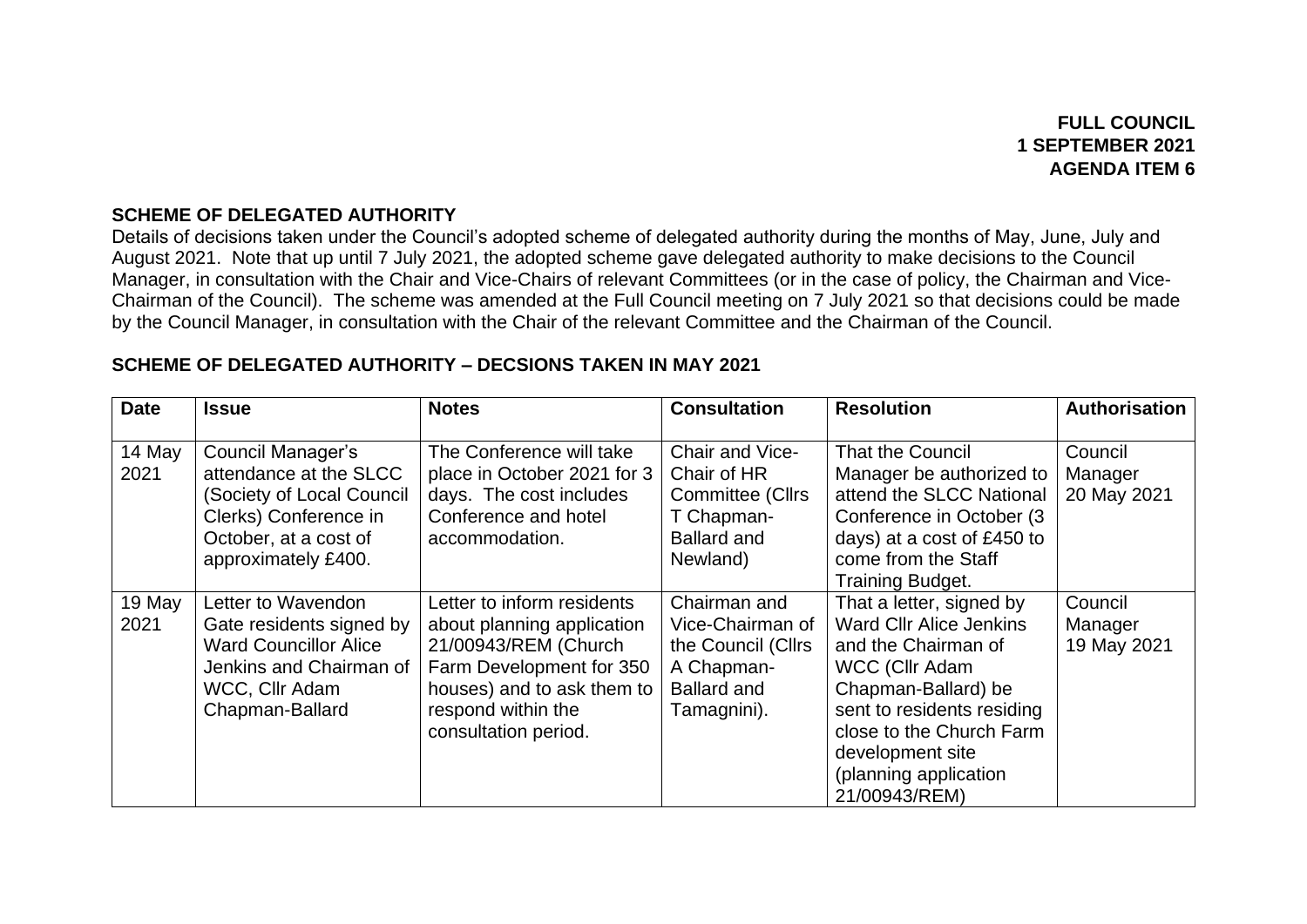**FULL COUNCIL**
**1 SEPTEMBER 2021**
**AGENDA ITEM 6**

## SCHEME OF DELEGATED AUTHORITY

Details of decisions taken under the Council's adopted scheme of delegated authority during the months of May, June, July and August 2021. Note that up until 7 July 2021, the adopted scheme gave delegated authority to make decisions to the Council Manager, in consultation with the Chair and Vice-Chairs of relevant Committees (or in the case of policy, the Chairman and Vice-Chairman of the Council). The scheme was amended at the Full Council meeting on 7 July 2021 so that decisions could be made by the Council Manager, in consultation with the Chair of the relevant Committee and the Chairman of the Council.

## SCHEME OF DELEGATED AUTHORITY – DECSIONS TAKEN IN MAY 2021

| Date | Issue | Notes | Consultation | Resolution | Authorisation |
|---|---|---|---|---|---|
| 14 May 2021 | Council Manager's attendance at the SLCC (Society of Local Council Clerks) Conference in October, at a cost of approximately £400. | The Conference will take place in October 2021 for 3 days. The cost includes Conference and hotel accommodation. | Chair and Vice-Chair of HR Committee (Cllrs T Chapman-Ballard and Newland) | That the Council Manager be authorized to attend the SLCC National Conference in October (3 days) at a cost of £450 to come from the Staff Training Budget. | Council Manager 20 May 2021 |
| 19 May 2021 | Letter to Wavendon Gate residents signed by Ward Councillor Alice Jenkins and Chairman of WCC, Cllr Adam Chapman-Ballard | Letter to inform residents about planning application 21/00943/REM (Church Farm Development for 350 houses) and to ask them to respond within the consultation period. | Chairman and Vice-Chairman of the Council (Cllrs A Chapman-Ballard and Tamagnini). | That a letter, signed by Ward Cllr Alice Jenkins and the Chairman of WCC (Cllr Adam Chapman-Ballard) be sent to residents residing close to the Church Farm development site (planning application 21/00943/REM) | Council Manager 19 May 2021 |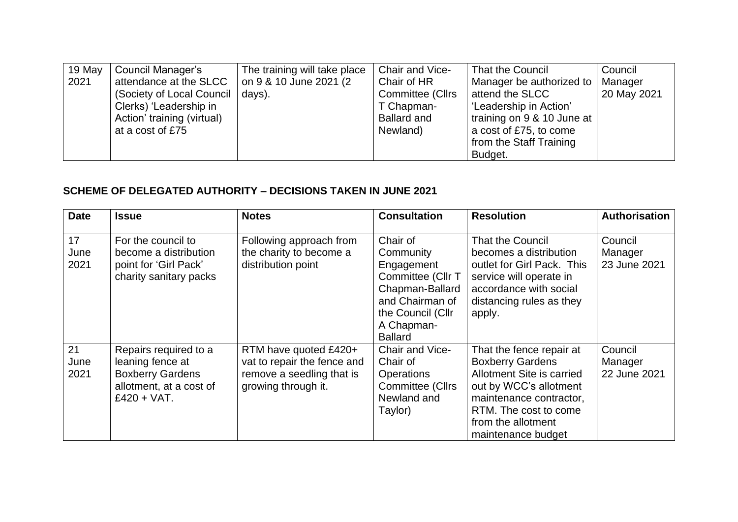| | | | | | |
|---|---|---|---|---|---|
| 19 May 2021 | Council Manager's attendance at the SLCC (Society of Local Council Clerks) 'Leadership in Action' training (virtual) at a cost of £75 | The training will take place on 9 & 10 June 2021 (2 days). | Chair and Vice-Chair of HR Committee (Cllrs T Chapman-Ballard and Newland) | That the Council Manager be authorized to attend the SLCC 'Leadership in Action' training on 9 & 10 June at a cost of £75, to come from the Staff Training Budget. | Council Manager 20 May 2021 |

**SCHEME OF DELEGATED AUTHORITY – DECISIONS TAKEN IN JUNE 2021**

| Date | Issue | Notes | Consultation | Resolution | Authorisation |
|---|---|---|---|---|---|
| 17 June 2021 | For the council to become a distribution point for 'Girl Pack' charity sanitary packs | Following approach from the charity to become a distribution point | Chair of Community Engagement Committee (Cllr T Chapman-Ballard and Chairman of the Council (Cllr A Chapman-Ballard | That the Council becomes a distribution outlet for Girl Pack. This service will operate in accordance with social distancing rules as they apply. | Council Manager 23 June 2021 |
| 21 June 2021 | Repairs required to a leaning fence at Boxberry Gardens allotment, at a cost of £420 + VAT. | RTM have quoted £420+ vat to repair the fence and remove a seedling that is growing through it. | Chair and Vice-Chair of Operations Committee (Cllrs Newland and Taylor) | That the fence repair at Boxberry Gardens Allotment Site is carried out by WCC's allotment maintenance contractor, RTM. The cost to come from the allotment maintenance budget | Council Manager 22 June 2021 |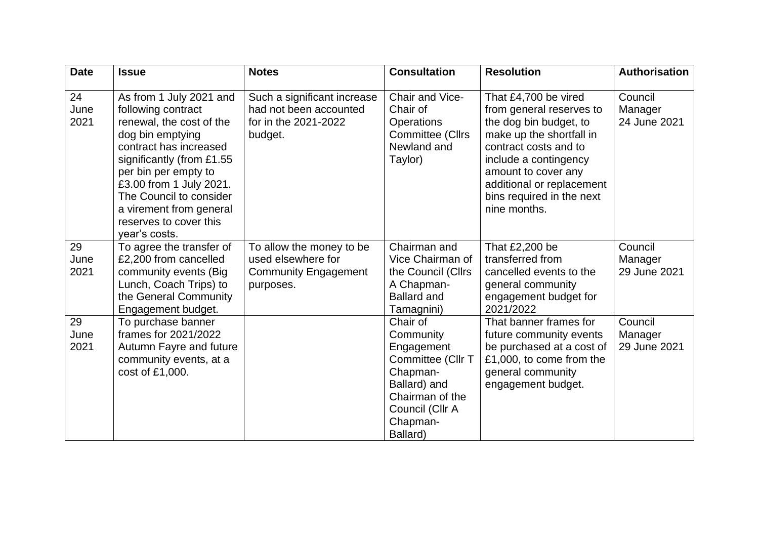| Date | Issue | Notes | Consultation | Resolution | Authorisation |
|---|---|---|---|---|---|
| 24 June 2021 | As from 1 July 2021 and following contract renewal, the cost of the dog bin emptying contract has increased significantly (from £1.55 per bin per empty to £3.00 from 1 July 2021. The Council to consider a virement from general reserves to cover this year's costs. | Such a significant increase had not been accounted for in the 2021-2022 budget. | Chair and Vice-Chair of Operations Committee (Cllrs Newland and Taylor) | That £4,700 be vired from general reserves to the dog bin budget, to make up the shortfall in contract costs and to include a contingency amount to cover any additional or replacement bins required in the next nine months. | Council Manager 24 June 2021 |
| 29 June 2021 | To agree the transfer of £2,200 from cancelled community events (Big Lunch, Coach Trips) to the General Community Engagement budget. | To allow the money to be used elsewhere for Community Engagement purposes. | Chairman and Vice Chairman of the Council (Cllrs A Chapman-Ballard and Tamagnini) | That £2,200 be transferred from cancelled events to the general community engagement budget for 2021/2022 | Council Manager 29 June 2021 |
| 29 June 2021 | To purchase banner frames for 2021/2022 Autumn Fayre and future community events, at a cost of £1,000. | | Chair of Community Engagement Committee (Cllr T Chapman-Ballard) and Chairman of the Council (Cllr A Chapman-Ballard) | That banner frames for future community events be purchased at a cost of £1,000, to come from the general community engagement budget. | Council Manager 29 June 2021 |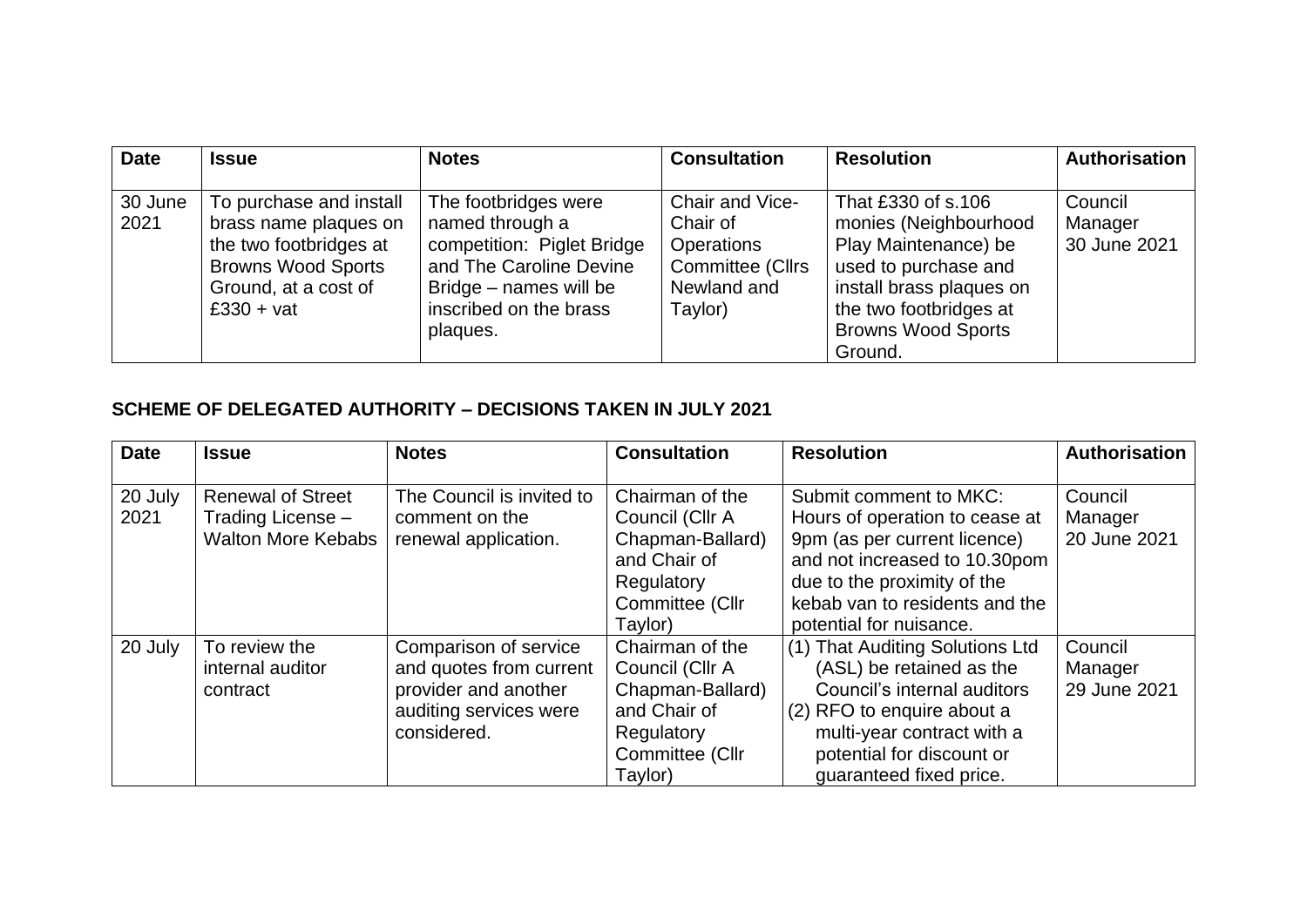| Date | Issue | Notes | Consultation | Resolution | Authorisation |
|---|---|---|---|---|---|
| 30 June 2021 | To purchase and install brass name plaques on the two footbridges at Browns Wood Sports Ground, at a cost of £330 + vat | The footbridges were named through a competition: Piglet Bridge and The Caroline Devine Bridge – names will be inscribed on the brass plaques. | Chair and Vice-Chair of Operations Committee (Cllrs Newland and Taylor) | That £330 of s.106 monies (Neighbourhood Play Maintenance) be used to purchase and install brass plaques on the two footbridges at Browns Wood Sports Ground. | Council Manager 30 June 2021 |

## SCHEME OF DELEGATED AUTHORITY – DECISIONS TAKEN IN JULY 2021

| Date | Issue | Notes | Consultation | Resolution | Authorisation |
|---|---|---|---|---|---|
| 20 July 2021 | Renewal of Street Trading License – Walton More Kebabs | The Council is invited to comment on the renewal application. | Chairman of the Council (Cllr A Chapman-Ballard) and Chair of Regulatory Committee (Cllr Taylor) | Submit comment to MKC: Hours of operation to cease at 9pm (as per current licence) and not increased to 10.30pom due to the proximity of the kebab van to residents and the potential for nuisance. | Council Manager 20 June 2021 |
| 20 July | To review the internal auditor contract | Comparison of service and quotes from current provider and another auditing services were considered. | Chairman of the Council (Cllr A Chapman-Ballard) and Chair of Regulatory Committee (Cllr Taylor) | (1) That Auditing Solutions Ltd (ASL) be retained as the Council's internal auditors (2) RFO to enquire about a multi-year contract with a potential for discount or guaranteed fixed price. | Council Manager 29 June 2021 |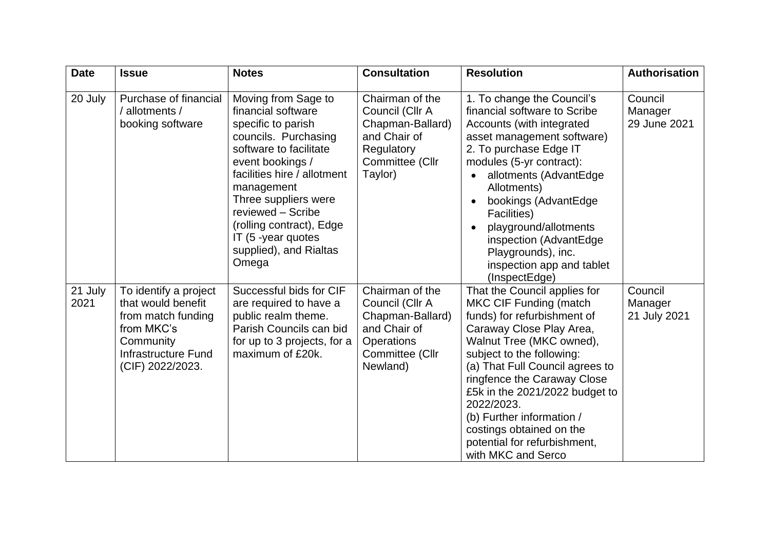| Date | Issue | Notes | Consultation | Resolution | Authorisation |
|---|---|---|---|---|---|
| 20 July | Purchase of financial / allotments / booking software | Moving from Sage to financial software specific to parish councils. Purchasing software to facilitate event bookings / facilities hire / allotment management<br>Three suppliers were reviewed – Scribe (rolling contract), Edge IT (5 -year quotes supplied), and Rialtas Omega | Chairman of the Council (Cllr A Chapman-Ballard) and Chair of Regulatory Committee (Cllr Taylor) | 1. To change the Council's financial software to Scribe Accounts (with integrated asset management software)<br>2. To purchase Edge IT modules (5-yr contract):<br>• allotments (AdvantEdge Allotments)<br>• bookings (AdvantEdge Facilities)<br>• playground/allotments inspection (AdvantEdge Playgrounds), inc. inspection app and tablet (InspectEdge) | Council Manager 29 June 2021 |
| 21 July 2021 | To identify a project that would benefit from match funding from MKC's Community Infrastructure Fund (CIF) 2022/2023. | Successful bids for CIF are required to have a public realm theme. Parish Councils can bid for up to 3 projects, for a maximum of £20k. | Chairman of the Council (Cllr A Chapman-Ballard) and Chair of Operations Committee (Cllr Newland) | That the Council applies for MKC CIF Funding (match funds) for refurbishment of Caraway Close Play Area, Walnut Tree (MKC owned), subject to the following:<br>(a) That Full Council agrees to ringfence the Caraway Close £5k in the 2021/2022 budget to 2022/2023.<br>(b) Further information / costings obtained on the potential for refurbishment, with MKC and Serco | Council Manager 21 July 2021 |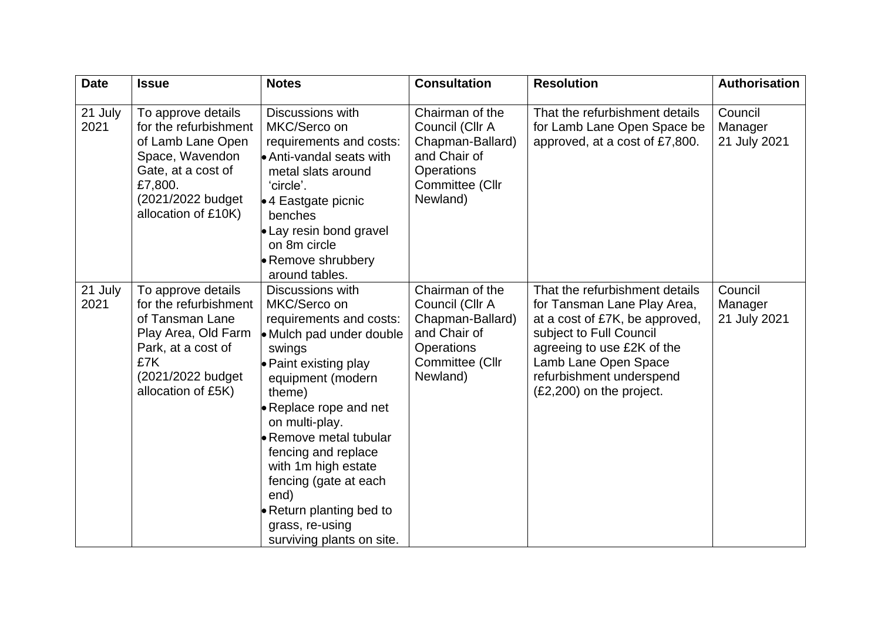| Date | Issue | Notes | Consultation | Resolution | Authorisation |
|---|---|---|---|---|---|
| 21 July 2021 | To approve details for the refurbishment of Lamb Lane Open Space, Wavendon Gate, at a cost of £7,800. (2021/2022 budget allocation of £10K) | Discussions with MKC/Serco on requirements and costs: <br>• Anti-vandal seats with metal slats around 'circle'. <br>• 4 Eastgate picnic benches <br>• Lay resin bond gravel on 8m circle <br>• Remove shrubbery around tables. | Chairman of the Council (Cllr A Chapman-Ballard) and Chair of Operations Committee (Cllr Newland) | That the refurbishment details for Lamb Lane Open Space be approved, at a cost of £7,800. | Council Manager 21 July 2021 |
| 21 July 2021 | To approve details for the refurbishment of Tansman Lane Play Area, Old Farm Park, at a cost of £7K (2021/2022 budget allocation of £5K) | Discussions with MKC/Serco on requirements and costs: <br>• Mulch pad under double swings <br>• Paint existing play equipment (modern theme) <br>• Replace rope and net on multi-play. <br>• Remove metal tubular fencing and replace with 1m high estate fencing (gate at each end) <br>• Return planting bed to grass, re-using surviving plants on site. | Chairman of the Council (Cllr A Chapman-Ballard) and Chair of Operations Committee (Cllr Newland) | That the refurbishment details for Tansman Lane Play Area, at a cost of £7K, be approved, subject to Full Council agreeing to use £2K of the Lamb Lane Open Space refurbishment underspend (£2,200) on the project. | Council Manager 21 July 2021 |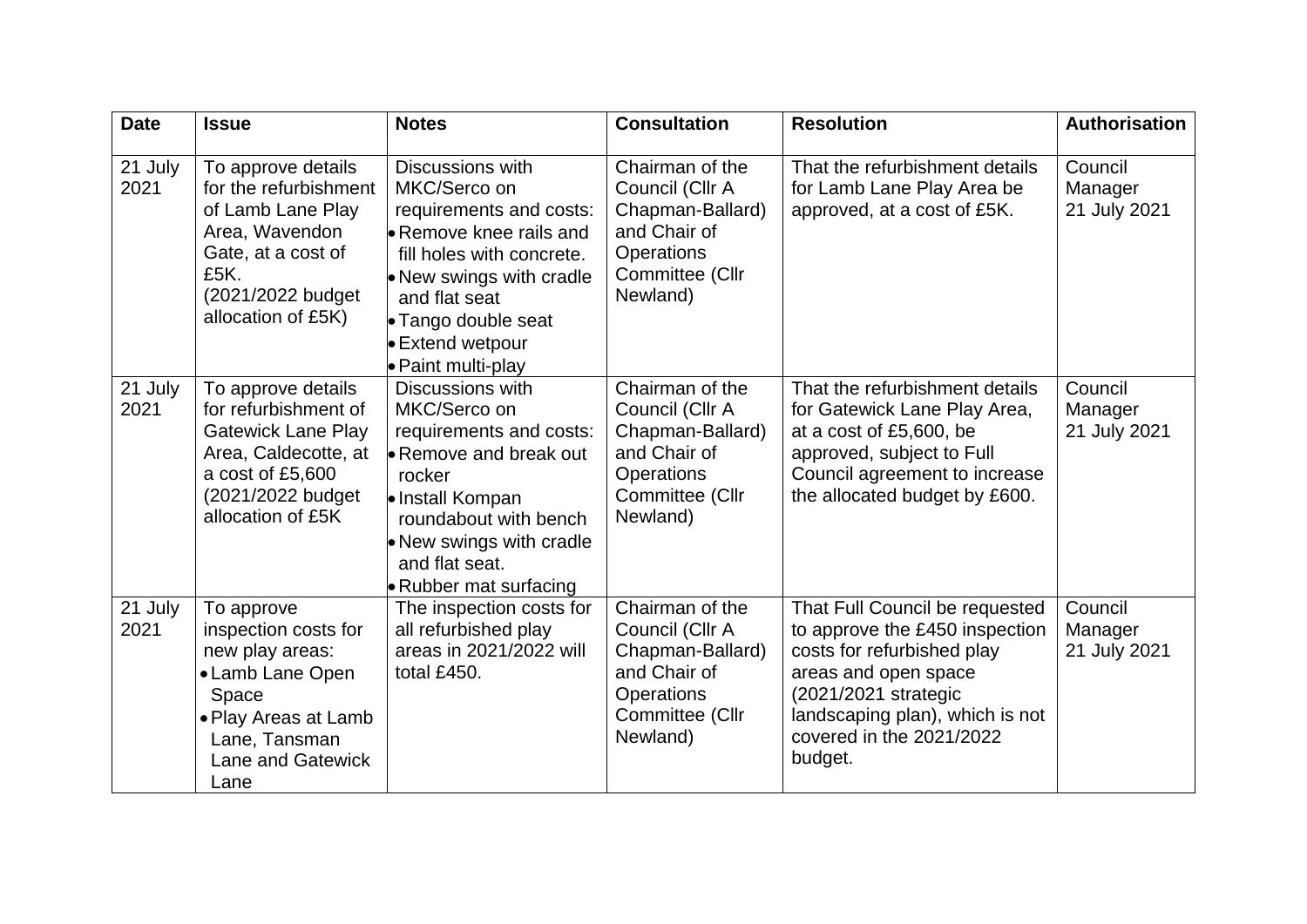| Date | Issue | Notes | Consultation | Resolution | Authorisation |
|---|---|---|---|---|---|
| 21 July 2021 | To approve details for the refurbishment of Lamb Lane Play Area, Wavendon Gate, at a cost of £5K. (2021/2022 budget allocation of £5K) | Discussions with MKC/Serco on requirements and costs:<br>• Remove knee rails and fill holes with concrete.<br>• New swings with cradle and flat seat<br>• Tango double seat<br>• Extend wetpour<br>• Paint multi-play | Chairman of the Council (Cllr A Chapman-Ballard) and Chair of Operations Committee (Cllr Newland) | That the refurbishment details for Lamb Lane Play Area be approved, at a cost of £5K. | Council Manager 21 July 2021 |
| 21 July 2021 | To approve details for refurbishment of Gatewick Lane Play Area, Caldecotte, at a cost of £5,600 (2021/2022 budget allocation of £5K | Discussions with MKC/Serco on requirements and costs:<br>• Remove and break out rocker<br>• Install Kompan roundabout with bench<br>• New swings with cradle and flat seat.<br>• Rubber mat surfacing | Chairman of the Council (Cllr A Chapman-Ballard) and Chair of Operations Committee (Cllr Newland) | That the refurbishment details for Gatewick Lane Play Area, at a cost of £5,600, be approved, subject to Full Council agreement to increase the allocated budget by £600. | Council Manager 21 July 2021 |
| 21 July 2021 | To approve inspection costs for new play areas:<br>• Lamb Lane Open Space<br>• Play Areas at Lamb Lane, Tansman Lane and Gatewick Lane | The inspection costs for all refurbished play areas in 2021/2022 will total £450. | Chairman of the Council (Cllr A Chapman-Ballard) and Chair of Operations Committee (Cllr Newland) | That Full Council be requested to approve the £450 inspection costs for refurbished play areas and open space (2021/2021 strategic landscaping plan), which is not covered in the 2021/2022 budget. | Council Manager 21 July 2021 |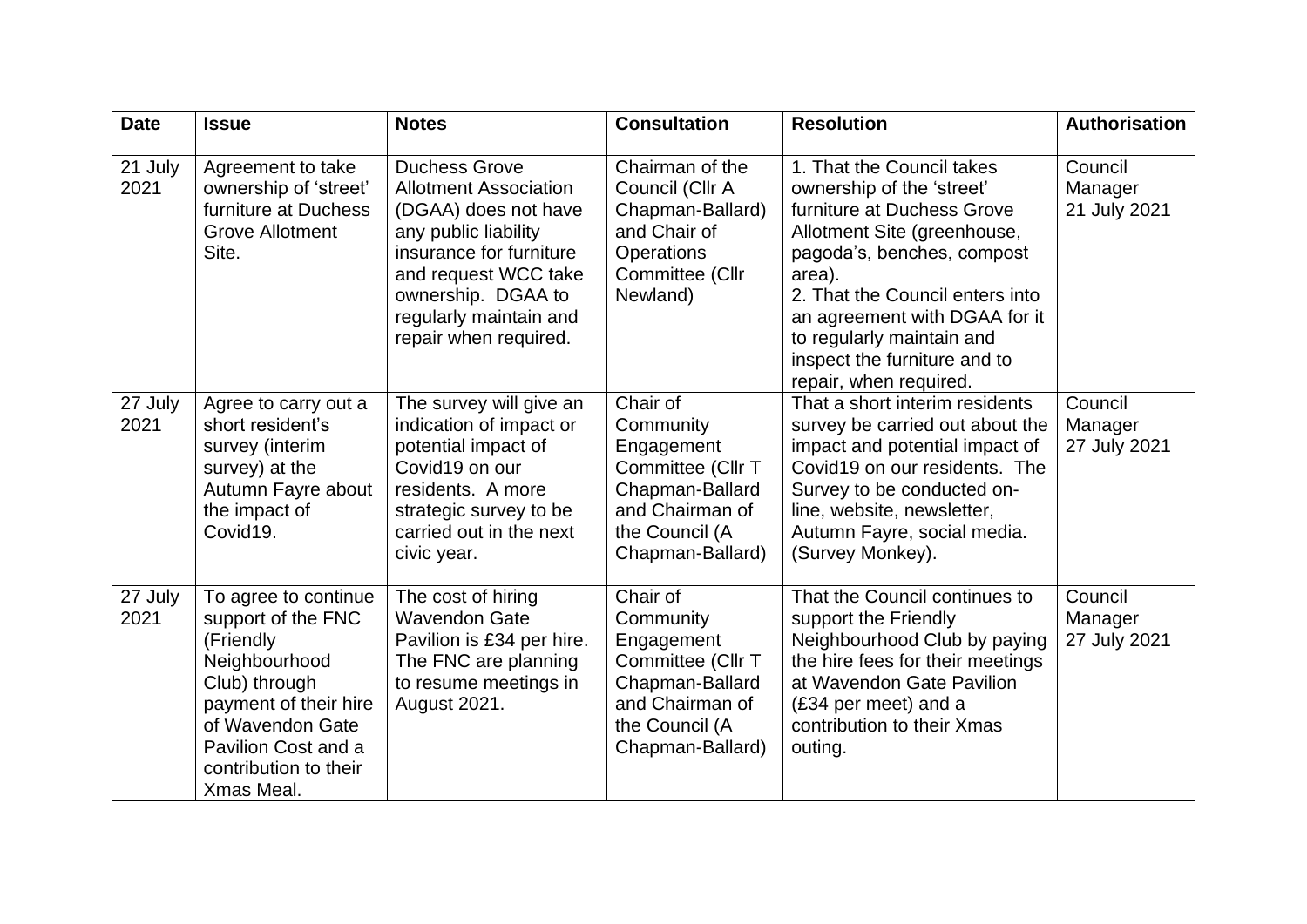| Date | Issue | Notes | Consultation | Resolution | Authorisation |
|---|---|---|---|---|---|
| 21 July 2021 | Agreement to take ownership of 'street' furniture at Duchess Grove Allotment Site. | Duchess Grove Allotment Association (DGAA) does not have any public liability insurance for furniture and request WCC take ownership. DGAA to regularly maintain and repair when required. | Chairman of the Council (Cllr A Chapman-Ballard) and Chair of Operations Committee (Cllr Newland) | 1. That the Council takes ownership of the 'street' furniture at Duchess Grove Allotment Site (greenhouse, pagoda's, benches, compost area).<br>2. That the Council enters into an agreement with DGAA for it to regularly maintain and inspect the furniture and to repair, when required. | Council Manager 21 July 2021 |
| 27 July 2021 | Agree to carry out a short resident's survey (interim survey) at the Autumn Fayre about the impact of Covid19. | The survey will give an indication of impact or potential impact of Covid19 on our residents. A more strategic survey to be carried out in the next civic year. | Chair of Community Engagement Committee (Cllr T Chapman-Ballard and Chairman of the Council (A Chapman-Ballard) | That a short interim residents survey be carried out about the impact and potential impact of Covid19 on our residents. The Survey to be conducted on-line, website, newsletter, Autumn Fayre, social media. (Survey Monkey). | Council Manager 27 July 2021 |
| 27 July 2021 | To agree to continue support of the FNC (Friendly Neighbourhood Club) through payment of their hire of Wavendon Gate Pavilion Cost and a contribution to their Xmas Meal. | The cost of hiring Wavendon Gate Pavilion is £34 per hire. The FNC are planning to resume meetings in August 2021. | Chair of Community Engagement Committee (Cllr T Chapman-Ballard and Chairman of the Council (A Chapman-Ballard) | That the Council continues to support the Friendly Neighbourhood Club by paying the hire fees for their meetings at Wavendon Gate Pavilion (£34 per meet) and a contribution to their Xmas outing. | Council Manager 27 July 2021 |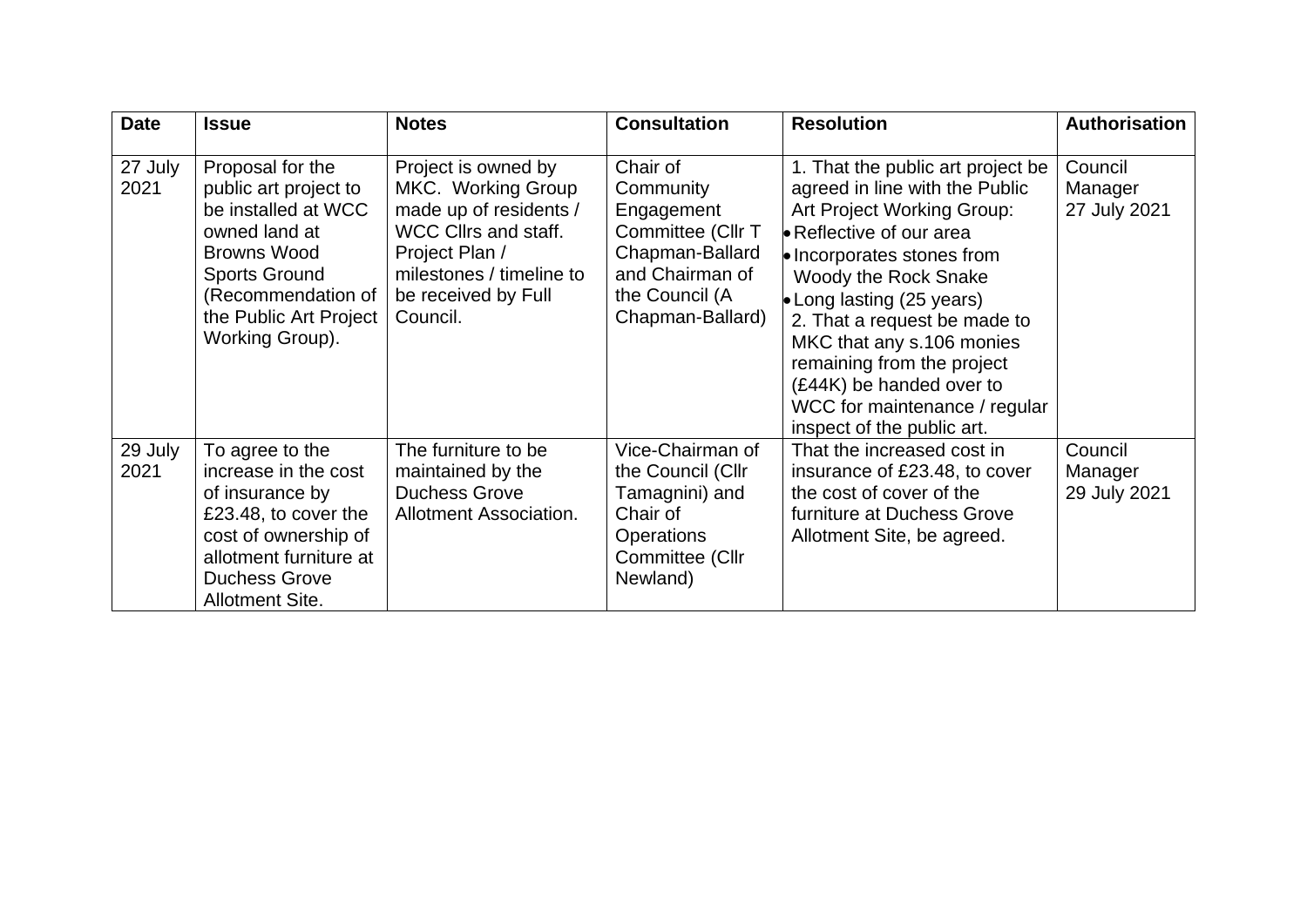| Date | Issue | Notes | Consultation | Resolution | Authorisation |
|---|---|---|---|---|---|
| 27 July 2021 | Proposal for the public art project to be installed at WCC owned land at Browns Wood Sports Ground (Recommendation of the Public Art Project Working Group). | Project is owned by MKC. Working Group made up of residents / WCC Cllrs and staff. Project Plan / milestones / timeline to be received by Full Council. | Chair of Community Engagement Committee (Cllr T Chapman-Ballard and Chairman of the Council (A Chapman-Ballard) | 1. That the public art project be agreed in line with the Public Art Project Working Group: <br>• Reflective of our area <br>• Incorporates stones from Woody the Rock Snake <br>• Long lasting (25 years) <br>2. That a request be made to MKC that any s.106 monies remaining from the project (£44K) be handed over to WCC for maintenance / regular inspect of the public art. | Council Manager 27 July 2021 |
| 29 July 2021 | To agree to the increase in the cost of insurance by £23.48, to cover the cost of ownership of allotment furniture at Duchess Grove Allotment Site. | The furniture to be maintained by the Duchess Grove Allotment Association. | Vice-Chairman of the Council (Cllr Tamagnini) and Chair of Operations Committee (Cllr Newland) | That the increased cost in insurance of £23.48, to cover the cost of cover of the furniture at Duchess Grove Allotment Site, be agreed. | Council Manager 29 July 2021 |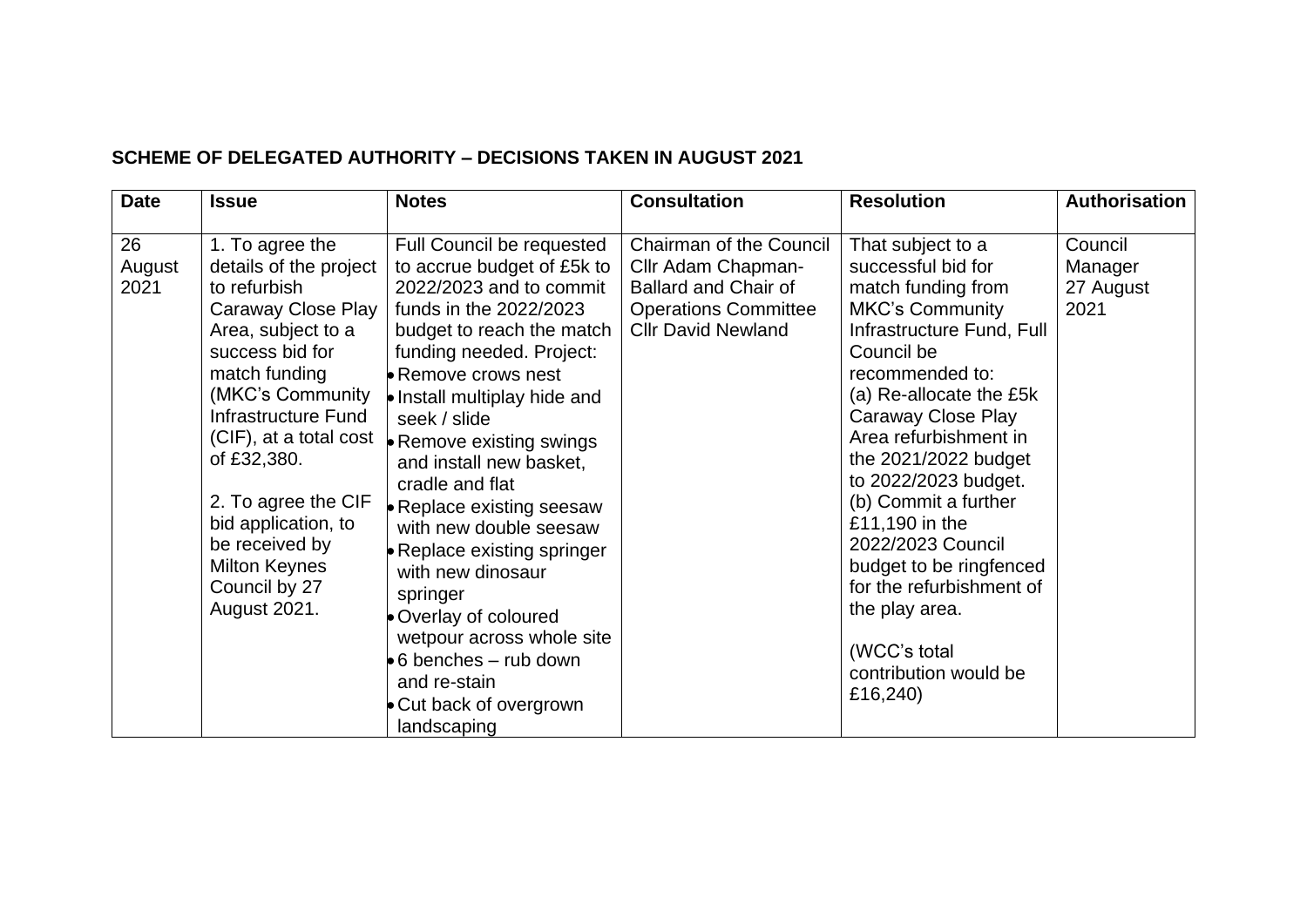## SCHEME OF DELEGATED AUTHORITY – DECISIONS TAKEN IN AUGUST 2021

| Date | Issue | Notes | Consultation | Resolution | Authorisation |
|---|---|---|---|---|---|
| 26 August 2021 | 1. To agree the details of the project to refurbish Caraway Close Play Area, subject to a success bid for match funding (MKC's Community Infrastructure Fund (CIF), at a total cost of £32,380.<br><br>2. To agree the CIF bid application, to be received by Milton Keynes Council by 27 August 2021. | Full Council be requested to accrue budget of £5k to 2022/2023 and to commit funds in the 2022/2023 budget to reach the match funding needed. Project:<br>• Remove crows nest<br>• Install multiplay hide and seek / slide<br>• Remove existing swings and install new basket, cradle and flat<br>• Replace existing seesaw with new double seesaw<br>• Replace existing springer with new dinosaur springer<br>• Overlay of coloured wetpour across whole site<br>• 6 benches – rub down and re-stain<br>• Cut back of overgrown landscaping | Chairman of the Council Cllr Adam Chapman-Ballard and Chair of Operations Committee Cllr David Newland | That subject to a successful bid for match funding from MKC's Community Infrastructure Fund, Full Council be recommended to:<br>(a) Re-allocate the £5k Caraway Close Play Area refurbishment in the 2021/2022 budget to 2022/2023 budget.<br>(b) Commit a further £11,190 in the 2022/2023 Council budget to be ringfenced for the refurbishment of the play area.<br><br>(WCC's total contribution would be £16,240) | Council Manager 27 August 2021 |